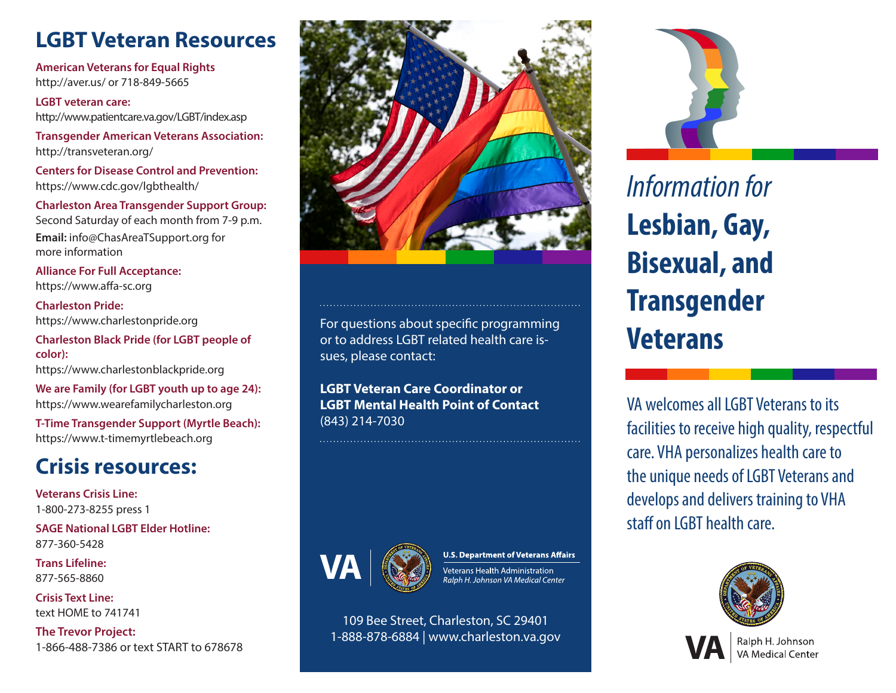## LGBT Veteran Resources

**American Veterans for Equal Rights**
http://aver.us/ or 718-849-5665

**LGBT veteran care:**
http://www.patientcare.va.gov/LGBT/index.asp

**Transgender American Veterans Association:**
http://transveteran.org/

**Centers for Disease Control and Prevention:**
https://www.cdc.gov/lgbthealth/

**Charleston Area Transgender Support Group:**
Second Saturday of each month from 7-9 p.m.
**Email:** info@ChasAreaTSupport.org for more information

**Alliance For Full Acceptance:**
https://www.affa-sc.org

**Charleston Pride:**
https://www.charlestonpride.org

**Charleston Black Pride (for LGBT people of color):**
https://www.charlestonblackpride.org

**We are Family (for LGBT youth up to age 24):**
https://www.wearefamilycharleston.org

**T-Time Transgender Support (Myrtle Beach):**
https://www.t-timemyrtlebeach.org

## Crisis resources:

**Veterans Crisis Line:**
1-800-273-8255 press 1

**SAGE National LGBT Elder Hotline:**
877-360-5428

**Trans Lifeline:**
877-565-8860

**Crisis Text Line:**
text HOME to 741741

**The Trevor Project:**
1-866-488-7386 or text START to 678678

For questions about specific programming or to address LGBT related health care issues, please contact:

**LGBT Veteran Care Coordinator or LGBT Mental Health Point of Contact**
(843) 214-7030

VA | **U.S. Department of Veterans Affairs**
Veterans Health Administration
*Ralph H. Johnson VA Medical Center*

109 Bee Street, Charleston, SC 29401
1-888-878-6884 | www.charleston.va.gov

# *Information for* Lesbian, Gay, Bisexual, and Transgender Veterans

VA welcomes all LGBT Veterans to its facilities to receive high quality, respectful care. VHA personalizes health care to the unique needs of LGBT Veterans and develops and delivers training to VHA staff on LGBT health care.

VA | Ralph H. Johnson VA Medical Center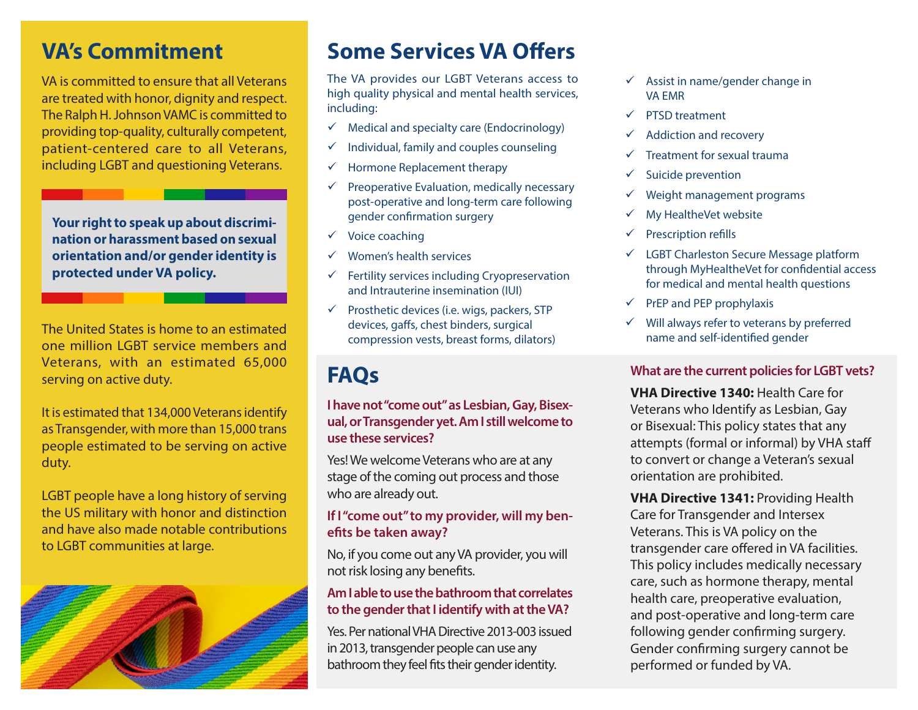## VA's Commitment

VA is committed to ensure that all Veterans are treated with honor, dignity and respect. The Ralph H. Johnson VAMC is committed to providing top-quality, culturally competent, patient-centered care to all Veterans, including LGBT and questioning Veterans.

**Your right to speak up about discrimination or harassment based on sexual orientation and/or gender identity is protected under VA policy.**

The United States is home to an estimated one million LGBT service members and Veterans, with an estimated 65,000 serving on active duty.

It is estimated that 134,000 Veterans identify as Transgender, with more than 15,000 trans people estimated to be serving on active duty.

LGBT people have a long history of serving the US military with honor and distinction and have also made notable contributions to LGBT communities at large.

## Some Services VA Offers

The VA provides our LGBT Veterans access to high quality physical and mental health services, including:

- ✓ Medical and specialty care (Endocrinology)
- ✓ Individual, family and couples counseling
- ✓ Hormone Replacement therapy
- ✓ Preoperative Evaluation, medically necessary post-operative and long-term care following gender confirmation surgery
- ✓ Voice coaching
- ✓ Women's health services
- ✓ Fertility services including Cryopreservation and Intrauterine insemination (IUI)
- ✓ Prosthetic devices (i.e. wigs, packers, STP devices, gaffs, chest binders, surgical compression vests, breast forms, dilators)
- ✓ Assist in name/gender change in VA EMR
- ✓ PTSD treatment
- ✓ Addiction and recovery
- ✓ Treatment for sexual trauma
- ✓ Suicide prevention
- ✓ Weight management programs
- ✓ My HealtheVet website
- ✓ Prescription refills
- ✓ LGBT Charleston Secure Message platform through MyHealtheVet for confidential access for medical and mental health questions
- ✓ PrEP and PEP prophylaxis
- ✓ Will always refer to veterans by preferred name and self-identified gender

## FAQs

**I have not "come out" as Lesbian, Gay, Bisexual, or Transgender yet. Am I still welcome to use these services?**

Yes! We welcome Veterans who are at any stage of the coming out process and those who are already out.

**If I "come out" to my provider, will my benefits be taken away?**

No, if you come out any VA provider, you will not risk losing any benefits.

**Am I able to use the bathroom that correlates to the gender that I identify with at the VA?**

Yes. Per national VHA Directive 2013-003 issued in 2013, transgender people can use any bathroom they feel fits their gender identity.

**What are the current policies for LGBT vets?**

**VHA Directive 1340:** Health Care for Veterans who Identify as Lesbian, Gay or Bisexual: This policy states that any attempts (formal or informal) by VHA staff to convert or change a Veteran's sexual orientation are prohibited.

**VHA Directive 1341:** Providing Health Care for Transgender and Intersex Veterans. This is VA policy on the transgender care offered in VA facilities. This policy includes medically necessary care, such as hormone therapy, mental health care, preoperative evaluation, and post-operative and long-term care following gender confirming surgery. Gender confirming surgery cannot be performed or funded by VA.